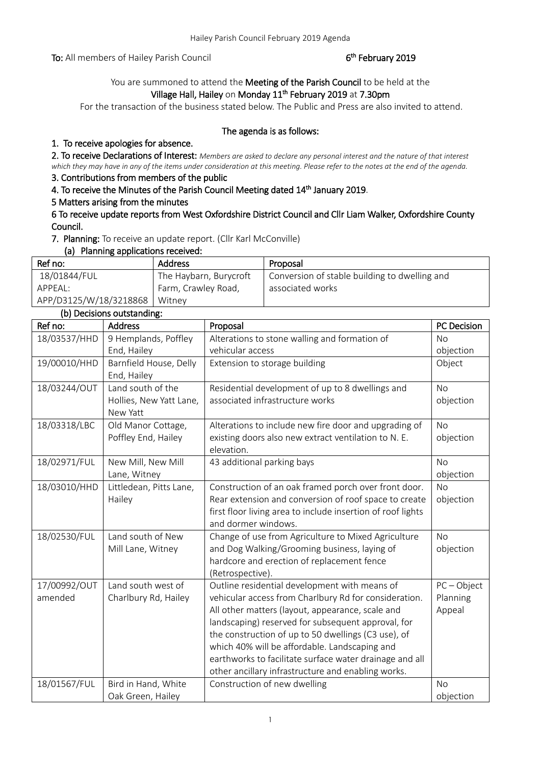**To:** All members of Hailey Parish Council **6th February 2019**

You are summoned to attend the **Meeting of the Parish Council** to be held at the **Village Hall, Hailey** on **Monday 11th February 2019** at **7.30pm**

For the transaction of the business stated below. The Public and Press are also invited to attend.

**The agenda is as follows:**

**1. To receive apologies for absence.**

**2. To receive Declarations of Interest:** *Members are asked to declare any personal interest and the nature of that interest which they may have in any of the items under consideration at this meeting. Please refer to the notes at the end of the agenda.*

**3. Contributions from members of the public**

**4. To receive the Minutes of the Parish Council Meeting dated 14th January 2019**.

**5 Matters arising from the minutes**

**6 To receive update reports from West Oxfordshire District Council and Cllr Liam Walker, Oxfordshire County Council.**

**7. Planning:** To receive an update report. (Cllr Karl McConville)

**(a) Planning applications received:**

| Ref no: | Address | Proposal |
|---|---|---|
| 18/01844/FUL APPEAL: APP/D3125/W/18/3218868 | The Haybarn, Burycroft Farm, Crawley Road, Witney | Conversion of stable building to dwelling and associated works |

**(b) Decisions outstanding:**

| Ref no: | Address | Proposal | PC Decision |
|---|---|---|---|
| 18/03537/HHD | 9 Hemplands, Poffley End, Hailey | Alterations to stone walling and formation of vehicular access | No objection |
| 19/00010/HHD | Barnfield House, Delly End, Hailey | Extension to storage building | Object |
| 18/03244/OUT | Land south of the Hollies, New Yatt Lane, New Yatt | Residential development of up to 8 dwellings and associated infrastructure works | No objection |
| 18/03318/LBC | Old Manor Cottage, Poffley End, Hailey | Alterations to include new fire door and upgrading of existing doors also new extract ventilation to N. E. elevation. | No objection |
| 18/02971/FUL | New Mill, New Mill Lane, Witney | 43 additional parking bays | No objection |
| 18/03010/HHD | Littledean, Pitts Lane, Hailey | Construction of an oak framed porch over front door. Rear extension and conversion of roof space to create first floor living area to include insertion of roof lights and dormer windows. | No objection |
| 18/02530/FUL | Land south of New Mill Lane, Witney | Change of use from Agriculture to Mixed Agriculture and Dog Walking/Grooming business, laying of hardcore and erection of replacement fence (Retrospective). | No objection |
| 17/00992/OUT amended | Land south west of Charlbury Rd, Hailey | Outline residential development with means of vehicular access from Charlbury Rd for consideration. All other matters (layout, appearance, scale and landscaping) reserved for subsequent approval, for the construction of up to 50 dwellings (C3 use), of which 40% will be affordable. Landscaping and earthworks to facilitate surface water drainage and all other ancillary infrastructure and enabling works. | PC – Object Planning Appeal |
| 18/01567/FUL | Bird in Hand, White Oak Green, Hailey | Construction of new dwelling | No objection |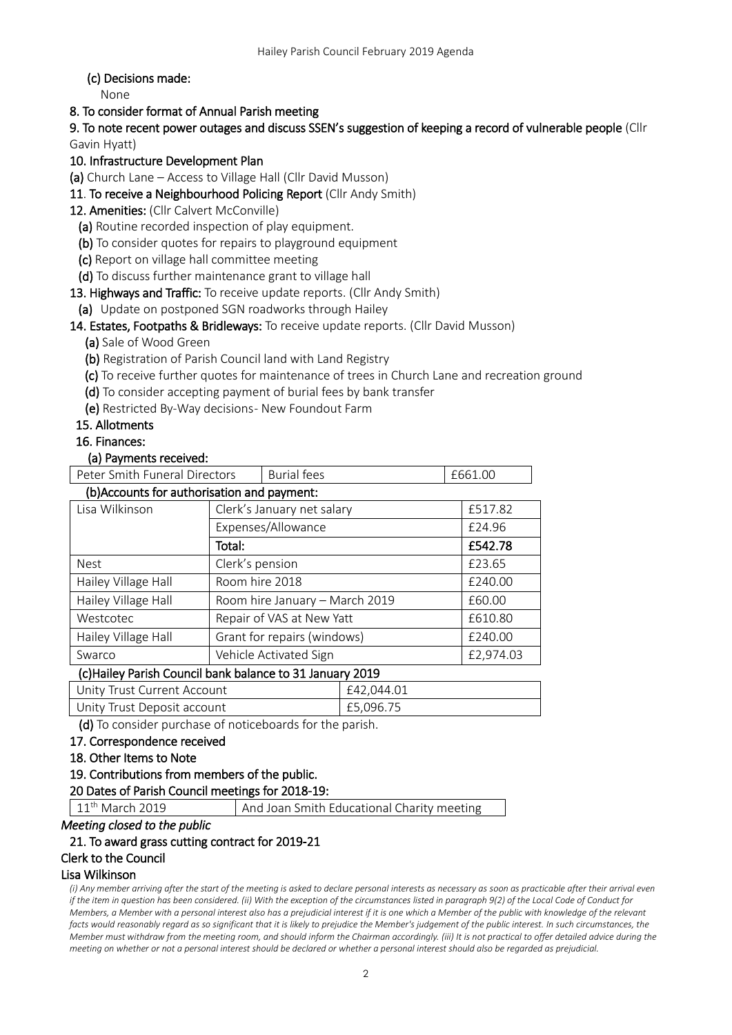**(c) Decisions made:**

None

**8. To consider format of Annual Parish meeting**

**9. To note recent power outages and discuss SSEN's suggestion of keeping a record of vulnerable people** (Cllr Gavin Hyatt)

**10. Infrastructure Development Plan**

**(a)** Church Lane – Access to Village Hall (Cllr David Musson)

**11. To receive a Neighbourhood Policing Report** (Cllr Andy Smith)

**12. Amenities:** (Cllr Calvert McConville)

**(a)** Routine recorded inspection of play equipment.

**(b)** To consider quotes for repairs to playground equipment

**(c)** Report on village hall committee meeting

**(d)** To discuss further maintenance grant to village hall

**13. Highways and Traffic:** To receive update reports. (Cllr Andy Smith)

**(a)** Update on postponed SGN roadworks through Hailey

**14. Estates, Footpaths & Bridleways:** To receive update reports. (Cllr David Musson)

**(a)** Sale of Wood Green

**(b)** Registration of Parish Council land with Land Registry

**(c)** To receive further quotes for maintenance of trees in Church Lane and recreation ground

**(d)** To consider accepting payment of burial fees by bank transfer

**(e)** Restricted By-Way decisions- New Foundout Farm

**15. Allotments**

**16. Finances:**

**(a) Payments received:**

| Peter Smith Funeral Directors | Burial fees | £661.00 |
|---|---|---|

**(b)Accounts for authorisation and payment:**

| Lisa Wilkinson | Clerk's January net salary | £517.82 |
|---|---|---|
| | Expenses/Allowance | £24.96 |
| | **Total:** | **£542.78** |
| Nest | Clerk's pension | £23.65 |
| Hailey Village Hall | Room hire 2018 | £240.00 |
| Hailey Village Hall | Room hire January – March 2019 | £60.00 |
| Westcotec | Repair of VAS at New Yatt | £610.80 |
| Hailey Village Hall | Grant for repairs (windows) | £240.00 |
| Swarco | Vehicle Activated Sign | £2,974.03 |

**(c)Hailey Parish Council bank balance to 31 January 2019**

| Unity Trust Current Account | £42,044.01 |
|---|---|
| Unity Trust Deposit account | £5,096.75 |

**(d)** To consider purchase of noticeboards for the parish.

**17. Correspondence received**

**18. Other Items to Note**

**19. Contributions from members of the public.**

**20 Dates of Parish Council meetings for 2018-19:**

| 11th March 2019 | And Joan Smith Educational Charity meeting |
|---|---|

***Meeting closed to the public***

**21. To award grass cutting contract for 2019-21**

**Clerk to the Council**

**Lisa Wilkinson**

*(i) Any member arriving after the start of the meeting is asked to declare personal interests as necessary as soon as practicable after their arrival even if the item in question has been considered. (ii) With the exception of the circumstances listed in paragraph 9(2) of the Local Code of Conduct for Members, a Member with a personal interest also has a prejudicial interest if it is one which a Member of the public with knowledge of the relevant facts would reasonably regard as so significant that it is likely to prejudice the Member's judgement of the public interest. In such circumstances, the Member must withdraw from the meeting room, and should inform the Chairman accordingly. (iii) It is not practical to offer detailed advice during the meeting on whether or not a personal interest should be declared or whether a personal interest should also be regarded as prejudicial.*